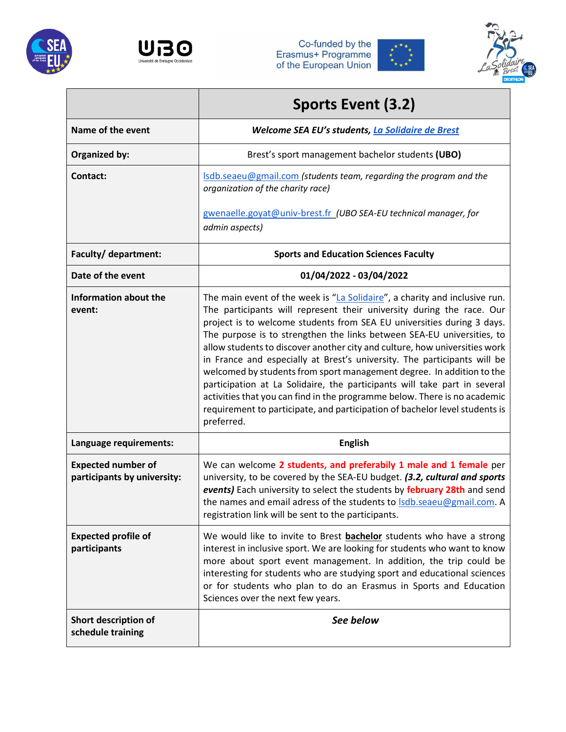Co-funded by the Erasmus+ Programme of the European Union

| | **Sports Event (3.2)** |
|---|---|
| **Name of the event** | ***Welcome SEA EU's students, [La Solidaire de Brest]*** |
| **Organized by:** | Brest's sport management bachelor students **(UBO)** |
| **Contact:** | lsdb.seaeu@gmail.com *(students team, regarding the program and the organization of the charity race)*<br><br>gwenaelle.goyat@univ-brest.fr *(UBO SEA-EU technical manager, for admin aspects)* |
| **Faculty/ department:** | **Sports and Education Sciences Faculty** |
| **Date of the event** | **01/04/2022 - 03/04/2022** |
| **Information about the event:** | The main event of the week is "La Solidaire", a charity and inclusive run. The participants will represent their university during the race. Our project is to welcome students from SEA EU universities during 3 days. The purpose is to strengthen the links between SEA-EU universities, to allow students to discover another city and culture, how universities work in France and especially at Brest's university. The participants will be welcomed by students from sport management degree. In addition to the participation at La Solidaire, the participants will take part in several activities that you can find in the programme below. There is no academic requirement to participate, and participation of bachelor level students is preferred. |
| **Language requirements:** | **English** |
| **Expected number of participants by university:** | We can welcome **2 students, and preferably 1 male and 1 female** per university, to be covered by the SEA-EU budget. ***(3.2, cultural and sports events)*** Each university to select the students by **february 28th** and send the names and email adress of the students to lsdb.seaeu@gmail.com. A registration link will be sent to the participants. |
| **Expected profile of participants** | We would like to invite to Brest **bachelor** students who have a strong interest in inclusive sport. We are looking for students who want to know more about sport event management. In addition, the trip could be interesting for students who are studying sport and educational sciences or for students who plan to do an Erasmus in Sports and Education Sciences over the next few years. |
| **Short description of schedule training** | ***See below*** |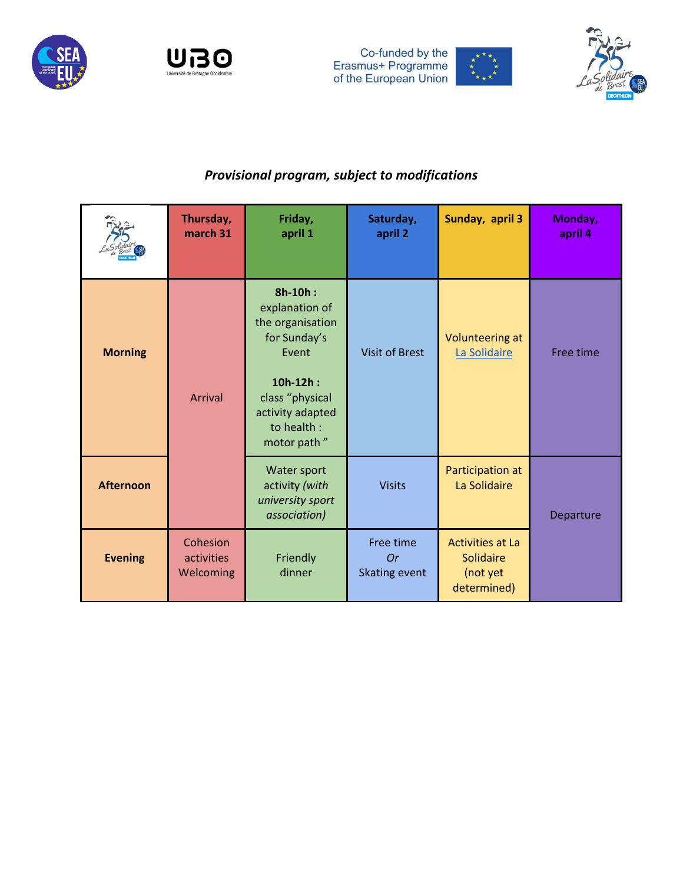*Provisional program, subject to modifications*

| | Thursday, march 31 | Friday, april 1 | Saturday, april 2 | Sunday, april 3 | Monday, april 4 |
|---|---|---|---|---|---|
| **Morning** | Arrival | **8h-10h :** explanation of the organisation for Sunday's Event<br><br>**10h-12h :** class "physical activity adapted to health : motor path " | Visit of Brest | Volunteering at La Solidaire | Free time |
| **Afternoon** | | Water sport activity *(with university sport association)* | Visits | Participation at La Solidaire | Departure |
| **Evening** | Cohesion activities Welcoming | Friendly dinner | Free time<br>*Or*<br>Skating event | Activities at La Solidaire (not yet determined) | |